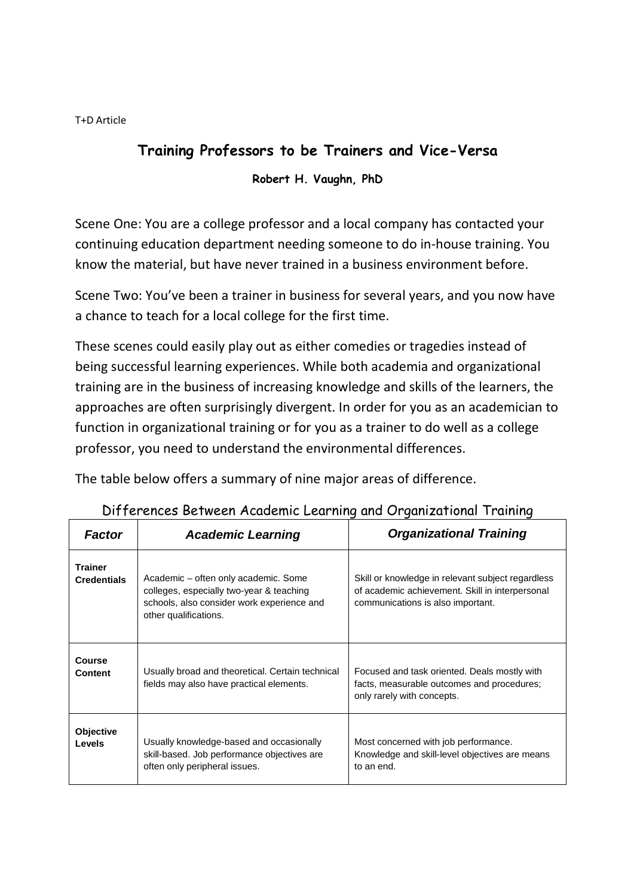T+D Article

# Training Professors to be Trainers and Vice-Versa

**Robert H. Vaughn, PhD**

Scene One: You are a college professor and a local company has contacted your continuing education department needing someone to do in-house training. You know the material, but have never trained in a business environment before.

Scene Two: You've been a trainer in business for several years, and you now have a chance to teach for a local college for the first time.

These scenes could easily play out as either comedies or tragedies instead of being successful learning experiences. While both academia and organizational training are in the business of increasing knowledge and skills of the learners, the approaches are often surprisingly divergent. In order for you as an academician to function in organizational training or for you as a trainer to do well as a college professor, you need to understand the environmental differences.

The table below offers a summary of nine major areas of difference.

Differences Between Academic Learning and Organizational Training

| *Factor* | *Academic Learning* | *Organizational Training* |
|---|---|---|
| **Trainer Credentials** | Academic – often only academic. Some colleges, especially two-year & teaching schools, also consider work experience and other qualifications. | Skill or knowledge in relevant subject regardless of academic achievement. Skill in interpersonal communications is also important. |
| **Course Content** | Usually broad and theoretical. Certain technical fields may also have practical elements. | Focused and task oriented. Deals mostly with facts, measurable outcomes and procedures; only rarely with concepts. |
| **Objective Levels** | Usually knowledge-based and occasionally skill-based. Job performance objectives are often only peripheral issues. | Most concerned with job performance. Knowledge and skill-level objectives are means to an end. |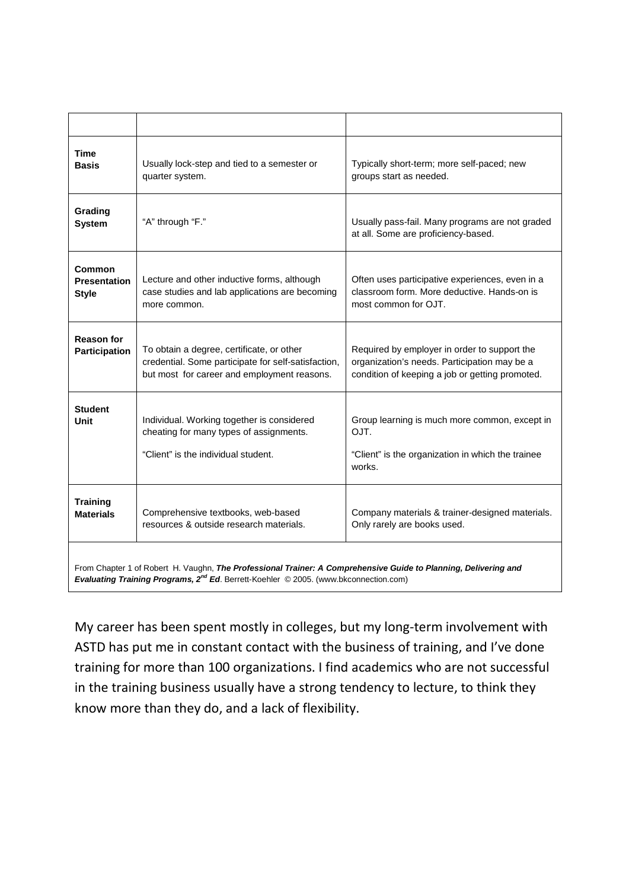| | | |
|---|---|---|
| **Time Basis** | Usually lock-step and tied to a semester or quarter system. | Typically short-term; more self-paced; new groups start as needed. |
| **Grading System** | "A" through "F." | Usually pass-fail. Many programs are not graded at all. Some are proficiency-based. |
| **Common Presentation Style** | Lecture and other inductive forms, although case studies and lab applications are becoming more common. | Often uses participative experiences, even in a classroom form. More deductive. Hands-on is most common for OJT. |
| **Reason for Participation** | To obtain a degree, certificate, or other credential. Some participate for self-satisfaction, but most for career and employment reasons. | Required by employer in order to support the organization's needs. Participation may be a condition of keeping a job or getting promoted. |
| **Student Unit** | Individual. Working together is considered cheating for many types of assignments.<br><br>"Client" is the individual student. | Group learning is much more common, except in OJT.<br><br>"Client" is the organization in which the trainee works. |
| **Training Materials** | Comprehensive textbooks, web-based resources & outside research materials. | Company materials & trainer-designed materials. Only rarely are books used. |

From Chapter 1 of Robert H. Vaughn, ***The Professional Trainer: A Comprehensive Guide to Planning, Delivering and Evaluating Training Programs, 2nd Ed***. Berrett-Koehler © 2005. (www.bkconnection.com)

My career has been spent mostly in colleges, but my long-term involvement with ASTD has put me in constant contact with the business of training, and I've done training for more than 100 organizations. I find academics who are not successful in the training business usually have a strong tendency to lecture, to think they know more than they do, and a lack of flexibility.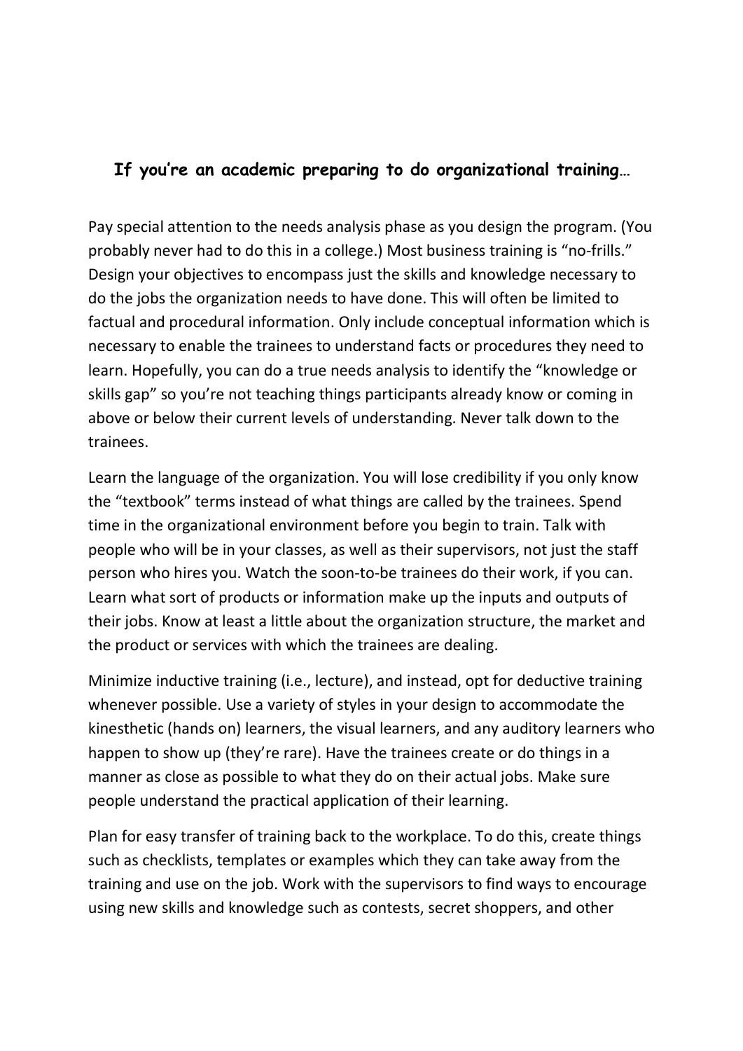### If you're an academic preparing to do organizational training…

Pay special attention to the needs analysis phase as you design the program. (You probably never had to do this in a college.) Most business training is "no-frills." Design your objectives to encompass just the skills and knowledge necessary to do the jobs the organization needs to have done. This will often be limited to factual and procedural information. Only include conceptual information which is necessary to enable the trainees to understand facts or procedures they need to learn. Hopefully, you can do a true needs analysis to identify the "knowledge or skills gap" so you're not teaching things participants already know or coming in above or below their current levels of understanding. Never talk down to the trainees.

Learn the language of the organization. You will lose credibility if you only know the "textbook" terms instead of what things are called by the trainees. Spend time in the organizational environment before you begin to train. Talk with people who will be in your classes, as well as their supervisors, not just the staff person who hires you. Watch the soon-to-be trainees do their work, if you can. Learn what sort of products or information make up the inputs and outputs of their jobs. Know at least a little about the organization structure, the market and the product or services with which the trainees are dealing.

Minimize inductive training (i.e., lecture), and instead, opt for deductive training whenever possible. Use a variety of styles in your design to accommodate the kinesthetic (hands on) learners, the visual learners, and any auditory learners who happen to show up (they're rare). Have the trainees create or do things in a manner as close as possible to what they do on their actual jobs. Make sure people understand the practical application of their learning.

Plan for easy transfer of training back to the workplace. To do this, create things such as checklists, templates or examples which they can take away from the training and use on the job. Work with the supervisors to find ways to encourage using new skills and knowledge such as contests, secret shoppers, and other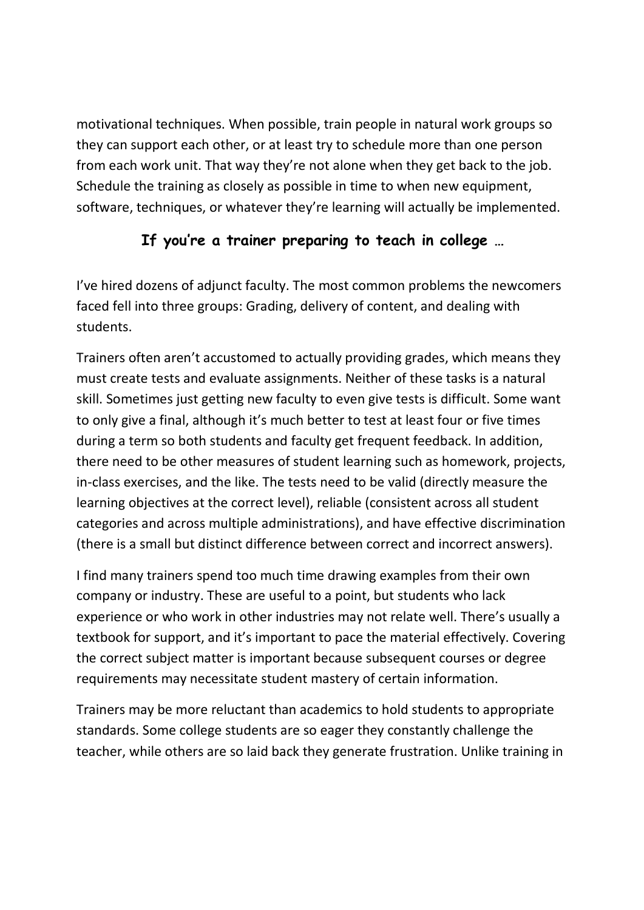motivational techniques. When possible, train people in natural work groups so they can support each other, or at least try to schedule more than one person from each work unit. That way they're not alone when they get back to the job. Schedule the training as closely as possible in time to when new equipment, software, techniques, or whatever they're learning will actually be implemented.

## If you're a trainer preparing to teach in college …

I've hired dozens of adjunct faculty. The most common problems the newcomers faced fell into three groups: Grading, delivery of content, and dealing with students.

Trainers often aren't accustomed to actually providing grades, which means they must create tests and evaluate assignments. Neither of these tasks is a natural skill. Sometimes just getting new faculty to even give tests is difficult. Some want to only give a final, although it's much better to test at least four or five times during a term so both students and faculty get frequent feedback. In addition, there need to be other measures of student learning such as homework, projects, in-class exercises, and the like. The tests need to be valid (directly measure the learning objectives at the correct level), reliable (consistent across all student categories and across multiple administrations), and have effective discrimination (there is a small but distinct difference between correct and incorrect answers).

I find many trainers spend too much time drawing examples from their own company or industry. These are useful to a point, but students who lack experience or who work in other industries may not relate well. There's usually a textbook for support, and it's important to pace the material effectively. Covering the correct subject matter is important because subsequent courses or degree requirements may necessitate student mastery of certain information.

Trainers may be more reluctant than academics to hold students to appropriate standards. Some college students are so eager they constantly challenge the teacher, while others are so laid back they generate frustration. Unlike training in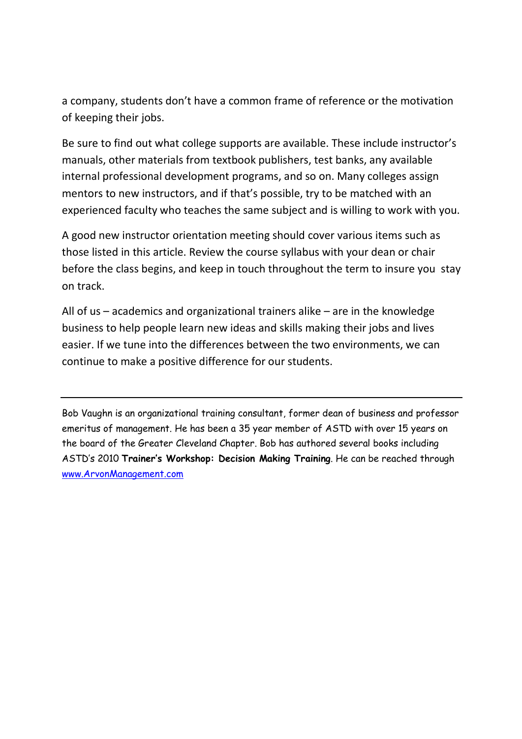a company, students don't have a common frame of reference or the motivation of keeping their jobs.

Be sure to find out what college supports are available. These include instructor's manuals, other materials from textbook publishers, test banks, any available internal professional development programs, and so on. Many colleges assign mentors to new instructors, and if that's possible, try to be matched with an experienced faculty who teaches the same subject and is willing to work with you.

A good new instructor orientation meeting should cover various items such as those listed in this article. Review the course syllabus with your dean or chair before the class begins, and keep in touch throughout the term to insure you stay on track.

All of us – academics and organizational trainers alike – are in the knowledge business to help people learn new ideas and skills making their jobs and lives easier. If we tune into the differences between the two environments, we can continue to make a positive difference for our students.

---

Bob Vaughn is an organizational training consultant, former dean of business and professor emeritus of management. He has been a 35 year member of ASTD with over 15 years on the board of the Greater Cleveland Chapter. Bob has authored several books including ASTD's 2010 **Trainer's Workshop: Decision Making Training**. He can be reached through [www.ArvonManagement.com](http://www.ArvonManagement.com)